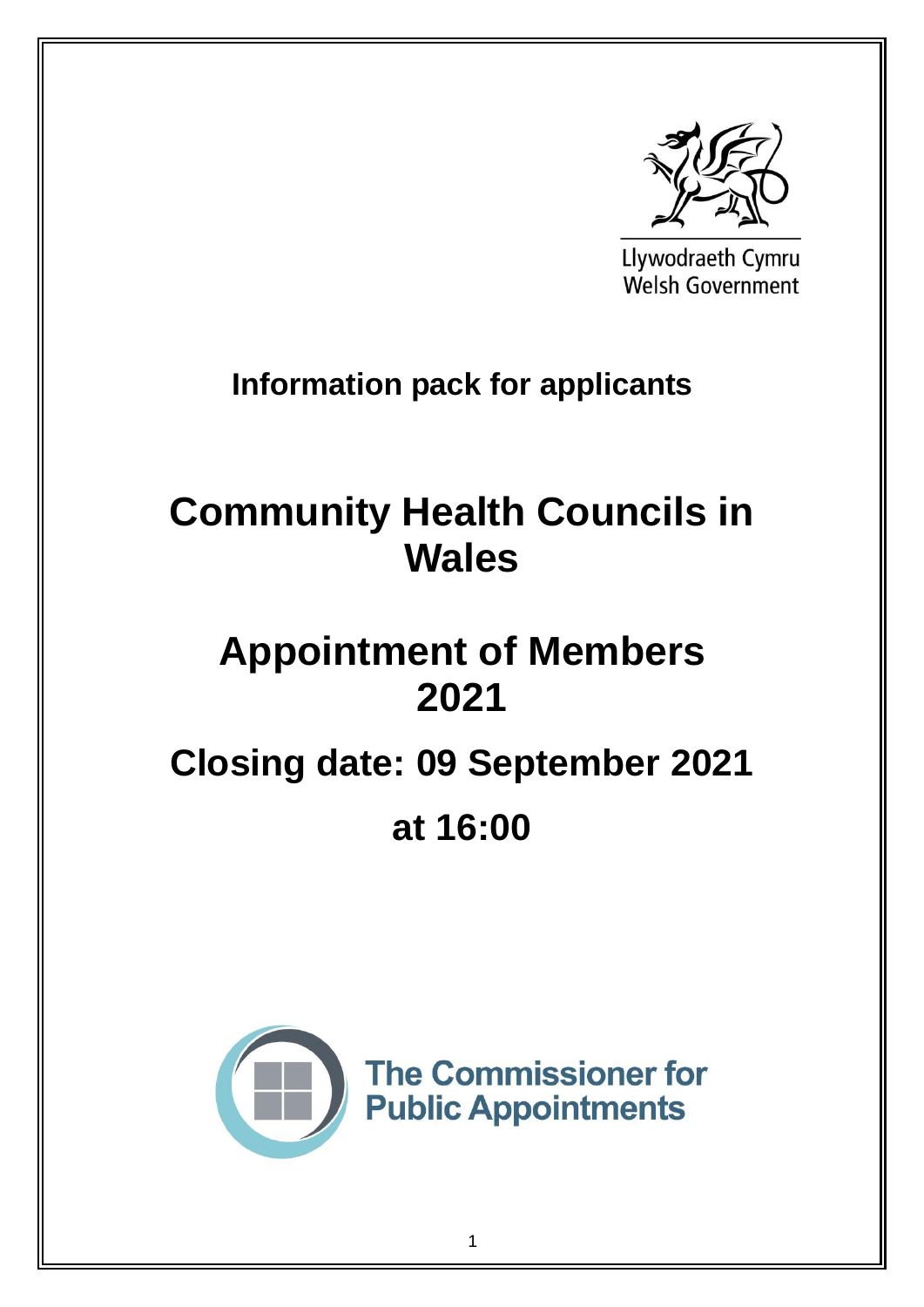Llywodraeth Cymru
Welsh Government

**Information pack for applicants**

# Community Health Councils in Wales

# Appointment of Members 2021

## Closing date: 09 September 2021

## at 16:00

The Commissioner for Public Appointments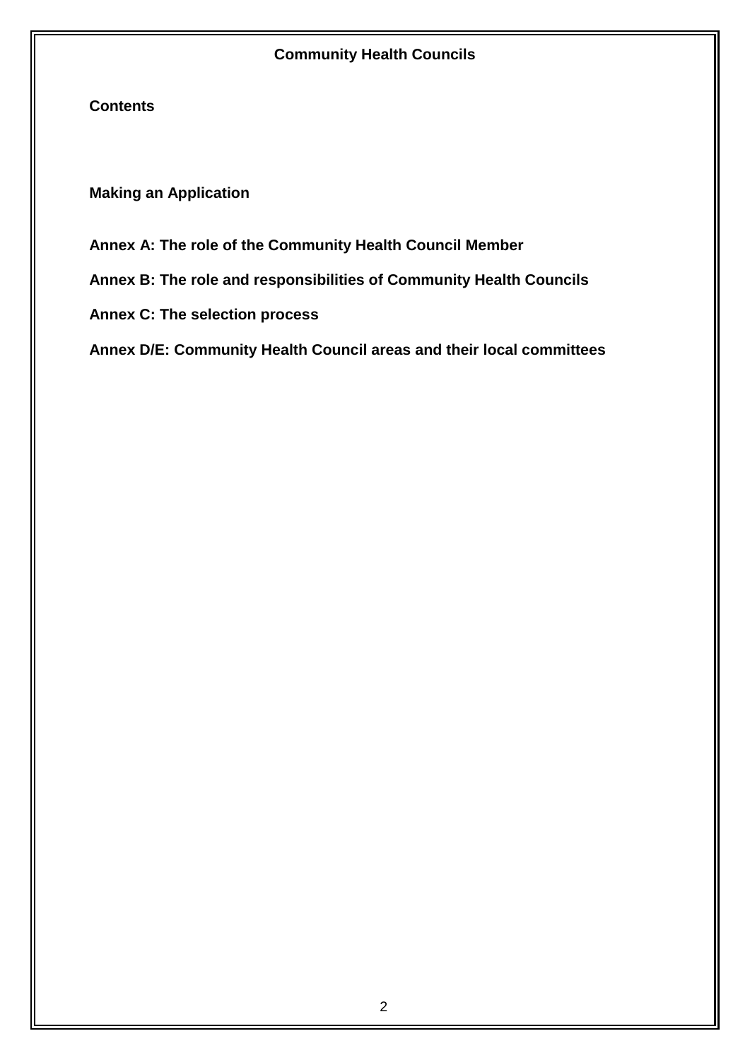# Community Health Councils

## Contents

**Making an Application**

**Annex A: The role of the Community Health Council Member**

**Annex B: The role and responsibilities of Community Health Councils**

**Annex C: The selection process**

**Annex D/E: Community Health Council areas and their local committees**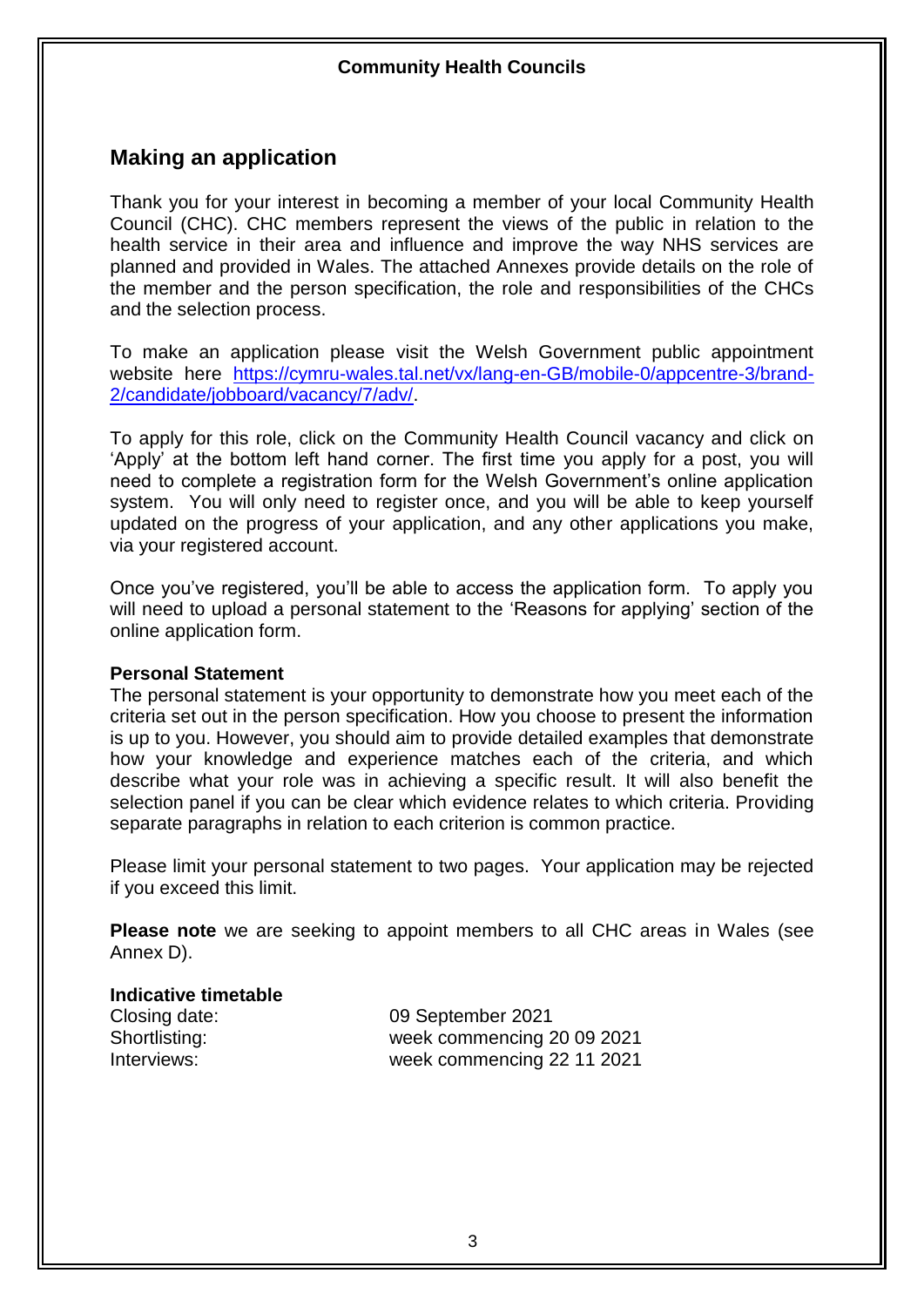**Community Health Councils**

## Making an application

Thank you for your interest in becoming a member of your local Community Health Council (CHC). CHC members represent the views of the public in relation to the health service in their area and influence and improve the way NHS services are planned and provided in Wales. The attached Annexes provide details on the role of the member and the person specification, the role and responsibilities of the CHCs and the selection process.

To make an application please visit the Welsh Government public appointment website here [https://cymru-wales.tal.net/vx/lang-en-GB/mobile-0/appcentre-3/brand-2/candidate/jobboard/vacancy/7/adv/](https://cymru-wales.tal.net/vx/lang-en-GB/mobile-0/appcentre-3/brand-2/candidate/jobboard/vacancy/7/adv/).

To apply for this role, click on the Community Health Council vacancy and click on 'Apply' at the bottom left hand corner. The first time you apply for a post, you will need to complete a registration form for the Welsh Government's online application system. You will only need to register once, and you will be able to keep yourself updated on the progress of your application, and any other applications you make, via your registered account.

Once you've registered, you'll be able to access the application form. To apply you will need to upload a personal statement to the 'Reasons for applying' section of the online application form.

**Personal Statement**

The personal statement is your opportunity to demonstrate how you meet each of the criteria set out in the person specification. How you choose to present the information is up to you. However, you should aim to provide detailed examples that demonstrate how your knowledge and experience matches each of the criteria, and which describe what your role was in achieving a specific result. It will also benefit the selection panel if you can be clear which evidence relates to which criteria. Providing separate paragraphs in relation to each criterion is common practice.

Please limit your personal statement to two pages. Your application may be rejected if you exceed this limit.

**Please note** we are seeking to appoint members to all CHC areas in Wales (see Annex D).

**Indicative timetable**

| | |
|---|---|
| Closing date: | 09 September 2021 |
| Shortlisting: | week commencing 20 09 2021 |
| Interviews: | week commencing 22 11 2021 |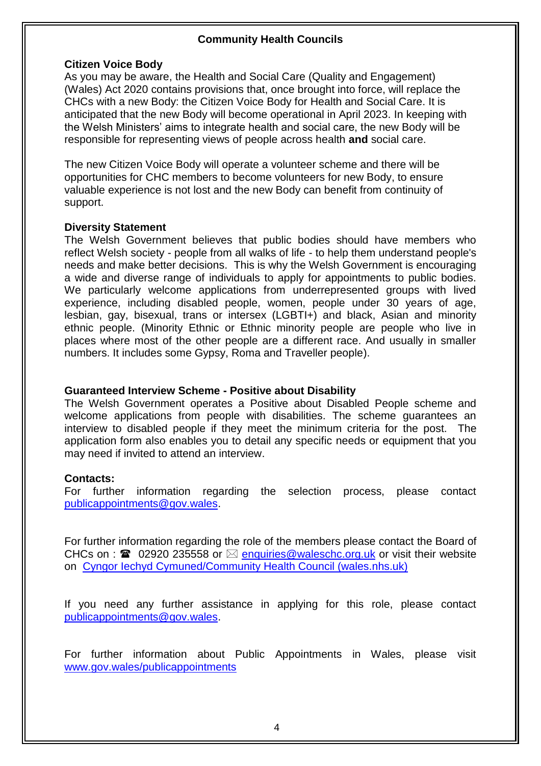## Community Health Councils

**Citizen Voice Body**

As you may be aware, the Health and Social Care (Quality and Engagement) (Wales) Act 2020 contains provisions that, once brought into force, will replace the CHCs with a new Body: the Citizen Voice Body for Health and Social Care. It is anticipated that the new Body will become operational in April 2023. In keeping with the Welsh Ministers' aims to integrate health and social care, the new Body will be responsible for representing views of people across health **and** social care.

The new Citizen Voice Body will operate a volunteer scheme and there will be opportunities for CHC members to become volunteers for new Body, to ensure valuable experience is not lost and the new Body can benefit from continuity of support.

**Diversity Statement**

The Welsh Government believes that public bodies should have members who reflect Welsh society - people from all walks of life - to help them understand people's needs and make better decisions. This is why the Welsh Government is encouraging a wide and diverse range of individuals to apply for appointments to public bodies. We particularly welcome applications from underrepresented groups with lived experience, including disabled people, women, people under 30 years of age, lesbian, gay, bisexual, trans or intersex (LGBTI+) and black, Asian and minority ethnic people. (Minority Ethnic or Ethnic minority people are people who live in places where most of the other people are a different race. And usually in smaller numbers. It includes some Gypsy, Roma and Traveller people).

**Guaranteed Interview Scheme - Positive about Disability**

The Welsh Government operates a Positive about Disabled People scheme and welcome applications from people with disabilities. The scheme guarantees an interview to disabled people if they meet the minimum criteria for the post. The application form also enables you to detail any specific needs or equipment that you may need if invited to attend an interview.

**Contacts:**

For further information regarding the selection process, please contact publicappointments@gov.wales.

For further information regarding the role of the members please contact the Board of CHCs on : ☎ 02920 235558 or ✉ enquiries@waleschc.org.uk or visit their website on Cyngor Iechyd Cymuned/Community Health Council (wales.nhs.uk)

If you need any further assistance in applying for this role, please contact publicappointments@gov.wales.

For further information about Public Appointments in Wales, please visit www.gov.wales/publicappointments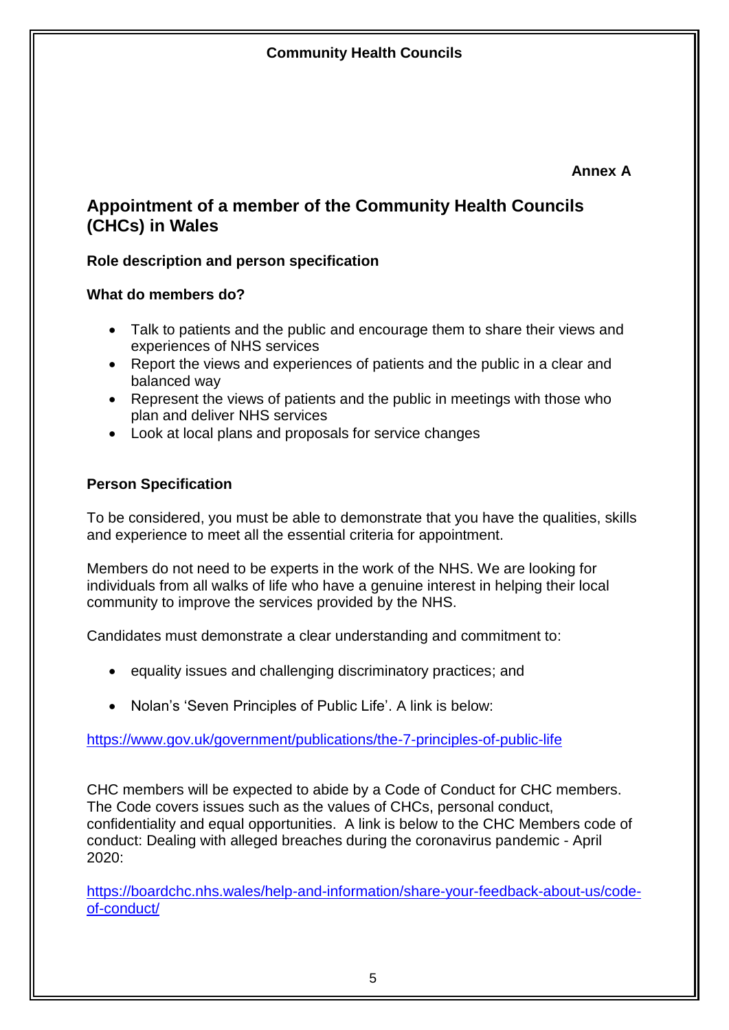**Annex A**

## Appointment of a member of the Community Health Councils (CHCs) in Wales

### Role description and person specification

### What do members do?

- Talk to patients and the public and encourage them to share their views and experiences of NHS services
- Report the views and experiences of patients and the public in a clear and balanced way
- Represent the views of patients and the public in meetings with those who plan and deliver NHS services
- Look at local plans and proposals for service changes

### Person Specification

To be considered, you must be able to demonstrate that you have the qualities, skills and experience to meet all the essential criteria for appointment.

Members do not need to be experts in the work of the NHS. We are looking for individuals from all walks of life who have a genuine interest in helping their local community to improve the services provided by the NHS.

Candidates must demonstrate a clear understanding and commitment to:

- equality issues and challenging discriminatory practices; and
- Nolan's 'Seven Principles of Public Life'. A link is below:

https://www.gov.uk/government/publications/the-7-principles-of-public-life

CHC members will be expected to abide by a Code of Conduct for CHC members. The Code covers issues such as the values of CHCs, personal conduct, confidentiality and equal opportunities. A link is below to the CHC Members code of conduct: Dealing with alleged breaches during the coronavirus pandemic - April 2020:

https://boardchc.nhs.wales/help-and-information/share-your-feedback-about-us/code-of-conduct/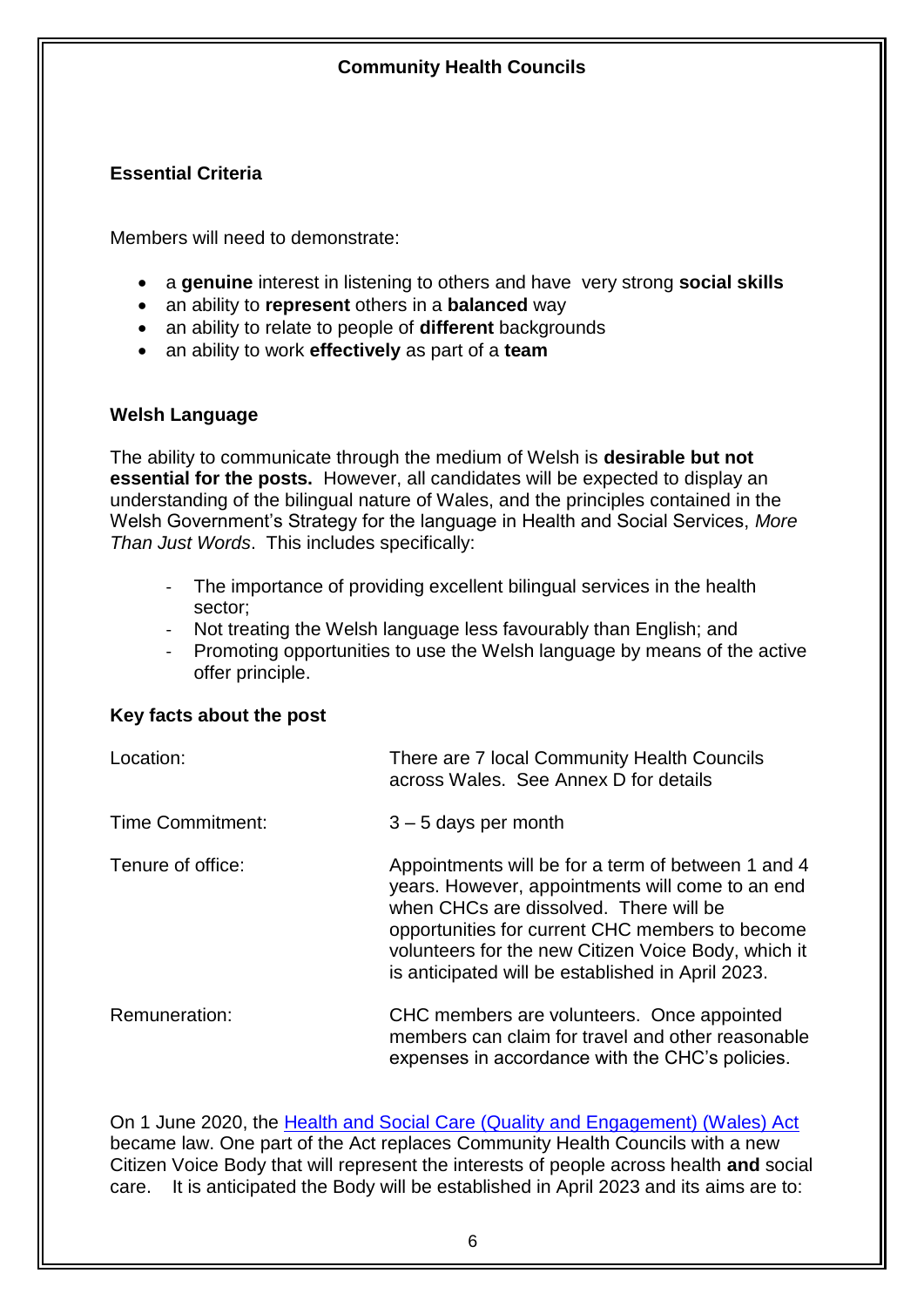**Community Health Councils**

## Essential Criteria

Members will need to demonstrate:

- a **genuine** interest in listening to others and have very strong **social skills**
- an ability to **represent** others in a **balanced** way
- an ability to relate to people of **different** backgrounds
- an ability to work **effectively** as part of a **team**

## Welsh Language

The ability to communicate through the medium of Welsh is **desirable but not essential for the posts.** However, all candidates will be expected to display an understanding of the bilingual nature of Wales, and the principles contained in the Welsh Government's Strategy for the language in Health and Social Services, *More Than Just Words*. This includes specifically:

- The importance of providing excellent bilingual services in the health sector;
- Not treating the Welsh language less favourably than English; and
- Promoting opportunities to use the Welsh language by means of the active offer principle.

## Key facts about the post

| | |
|---|---|
| Location: | There are 7 local Community Health Councils across Wales. See Annex D for details |
| Time Commitment: | 3 – 5 days per month |
| Tenure of office: | Appointments will be for a term of between 1 and 4 years. However, appointments will come to an end when CHCs are dissolved. There will be opportunities for current CHC members to become volunteers for the new Citizen Voice Body, which it is anticipated will be established in April 2023. |
| Remuneration: | CHC members are volunteers. Once appointed members can claim for travel and other reasonable expenses in accordance with the CHC's policies. |

On 1 June 2020, the [Health and Social Care (Quality and Engagement) (Wales) Act]() became law. One part of the Act replaces Community Health Councils with a new Citizen Voice Body that will represent the interests of people across health **and** social care. It is anticipated the Body will be established in April 2023 and its aims are to: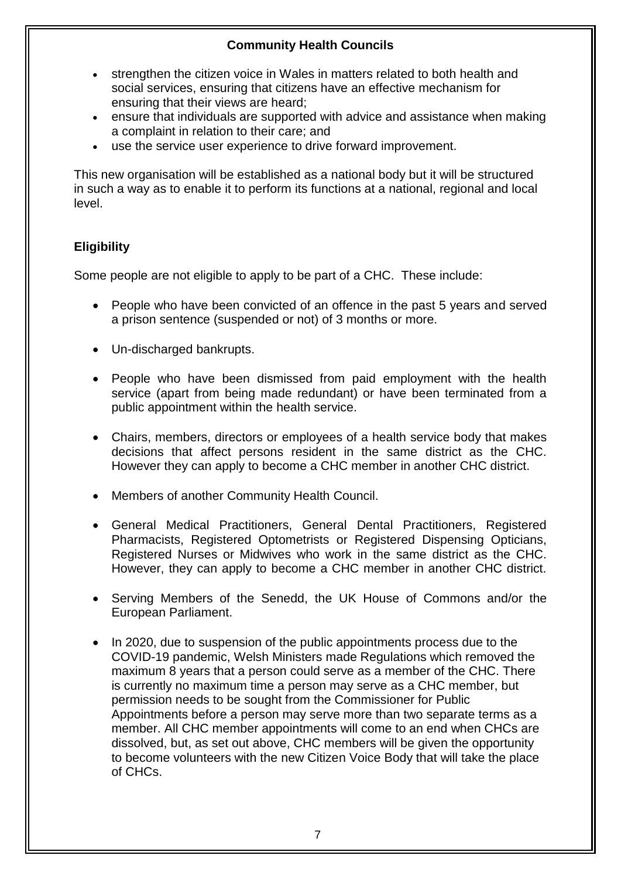**Community Health Councils**

- strengthen the citizen voice in Wales in matters related to both health and social services, ensuring that citizens have an effective mechanism for ensuring that their views are heard;
- ensure that individuals are supported with advice and assistance when making a complaint in relation to their care; and
- use the service user experience to drive forward improvement.

This new organisation will be established as a national body but it will be structured in such a way as to enable it to perform its functions at a national, regional and local level.

## Eligibility

Some people are not eligible to apply to be part of a CHC. These include:

- People who have been convicted of an offence in the past 5 years and served a prison sentence (suspended or not) of 3 months or more.
- Un-discharged bankrupts.
- People who have been dismissed from paid employment with the health service (apart from being made redundant) or have been terminated from a public appointment within the health service.
- Chairs, members, directors or employees of a health service body that makes decisions that affect persons resident in the same district as the CHC. However they can apply to become a CHC member in another CHC district.
- Members of another Community Health Council.
- General Medical Practitioners, General Dental Practitioners, Registered Pharmacists, Registered Optometrists or Registered Dispensing Opticians, Registered Nurses or Midwives who work in the same district as the CHC. However, they can apply to become a CHC member in another CHC district.
- Serving Members of the Senedd, the UK House of Commons and/or the European Parliament.
- In 2020, due to suspension of the public appointments process due to the COVID-19 pandemic, Welsh Ministers made Regulations which removed the maximum 8 years that a person could serve as a member of the CHC. There is currently no maximum time a person may serve as a CHC member, but permission needs to be sought from the Commissioner for Public Appointments before a person may serve more than two separate terms as a member. All CHC member appointments will come to an end when CHCs are dissolved, but, as set out above, CHC members will be given the opportunity to become volunteers with the new Citizen Voice Body that will take the place of CHCs.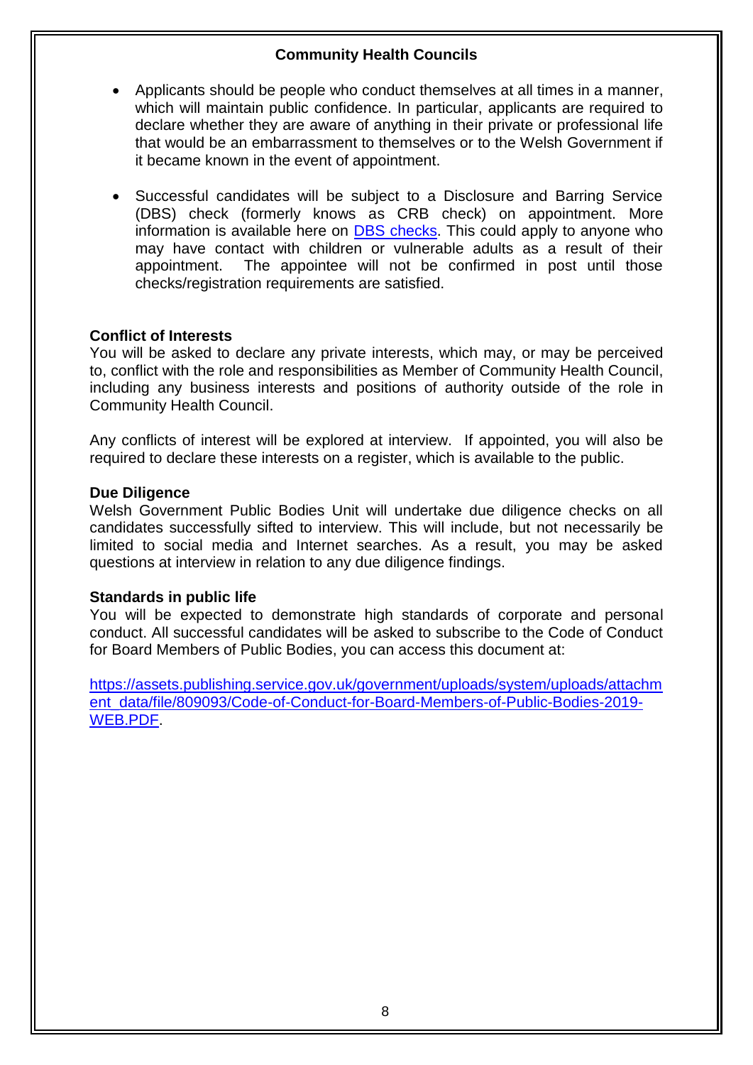**Community Health Councils**

- Applicants should be people who conduct themselves at all times in a manner, which will maintain public confidence. In particular, applicants are required to declare whether they are aware of anything in their private or professional life that would be an embarrassment to themselves or to the Welsh Government if it became known in the event of appointment.
- Successful candidates will be subject to a Disclosure and Barring Service (DBS) check (formerly knows as CRB check) on appointment. More information is available here on DBS checks. This could apply to anyone who may have contact with children or vulnerable adults as a result of their appointment. The appointee will not be confirmed in post until those checks/registration requirements are satisfied.

**Conflict of Interests**

You will be asked to declare any private interests, which may, or may be perceived to, conflict with the role and responsibilities as Member of Community Health Council, including any business interests and positions of authority outside of the role in Community Health Council.

Any conflicts of interest will be explored at interview. If appointed, you will also be required to declare these interests on a register, which is available to the public.

**Due Diligence**

Welsh Government Public Bodies Unit will undertake due diligence checks on all candidates successfully sifted to interview. This will include, but not necessarily be limited to social media and Internet searches. As a result, you may be asked questions at interview in relation to any due diligence findings.

**Standards in public life**

You will be expected to demonstrate high standards of corporate and personal conduct. All successful candidates will be asked to subscribe to the Code of Conduct for Board Members of Public Bodies, you can access this document at:

https://assets.publishing.service.gov.uk/government/uploads/system/uploads/attachment_data/file/809093/Code-of-Conduct-for-Board-Members-of-Public-Bodies-2019-WEB.PDF.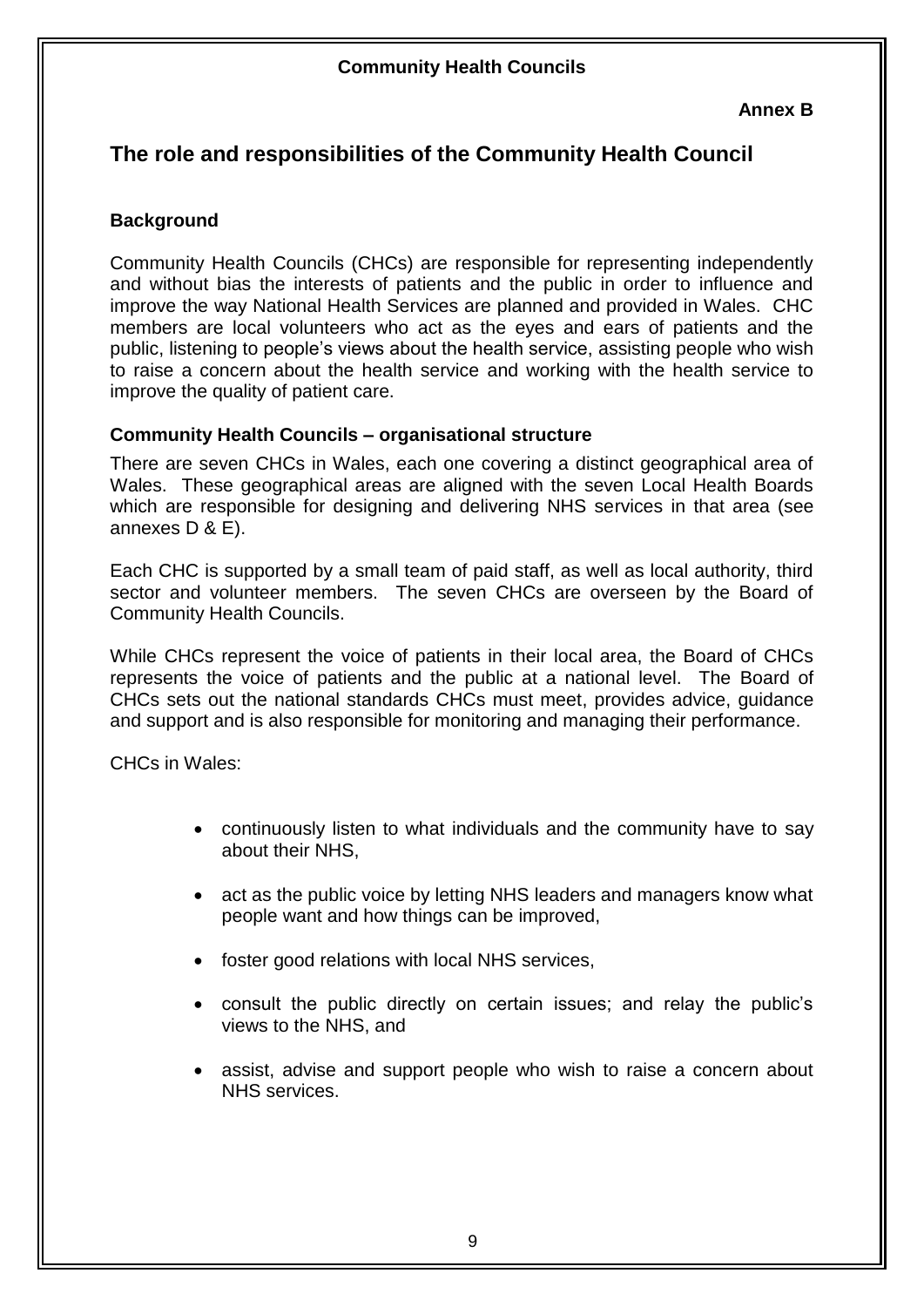**Community Health Councils**

**Annex B**

## The role and responsibilities of the Community Health Council

### Background

Community Health Councils (CHCs) are responsible for representing independently and without bias the interests of patients and the public in order to influence and improve the way National Health Services are planned and provided in Wales. CHC members are local volunteers who act as the eyes and ears of patients and the public, listening to people's views about the health service, assisting people who wish to raise a concern about the health service and working with the health service to improve the quality of patient care.

### Community Health Councils – organisational structure

There are seven CHCs in Wales, each one covering a distinct geographical area of Wales. These geographical areas are aligned with the seven Local Health Boards which are responsible for designing and delivering NHS services in that area (see annexes D & E).

Each CHC is supported by a small team of paid staff, as well as local authority, third sector and volunteer members. The seven CHCs are overseen by the Board of Community Health Councils.

While CHCs represent the voice of patients in their local area, the Board of CHCs represents the voice of patients and the public at a national level. The Board of CHCs sets out the national standards CHCs must meet, provides advice, guidance and support and is also responsible for monitoring and managing their performance.

CHCs in Wales:

- continuously listen to what individuals and the community have to say about their NHS,
- act as the public voice by letting NHS leaders and managers know what people want and how things can be improved,
- foster good relations with local NHS services,
- consult the public directly on certain issues; and relay the public's views to the NHS, and
- assist, advise and support people who wish to raise a concern about NHS services.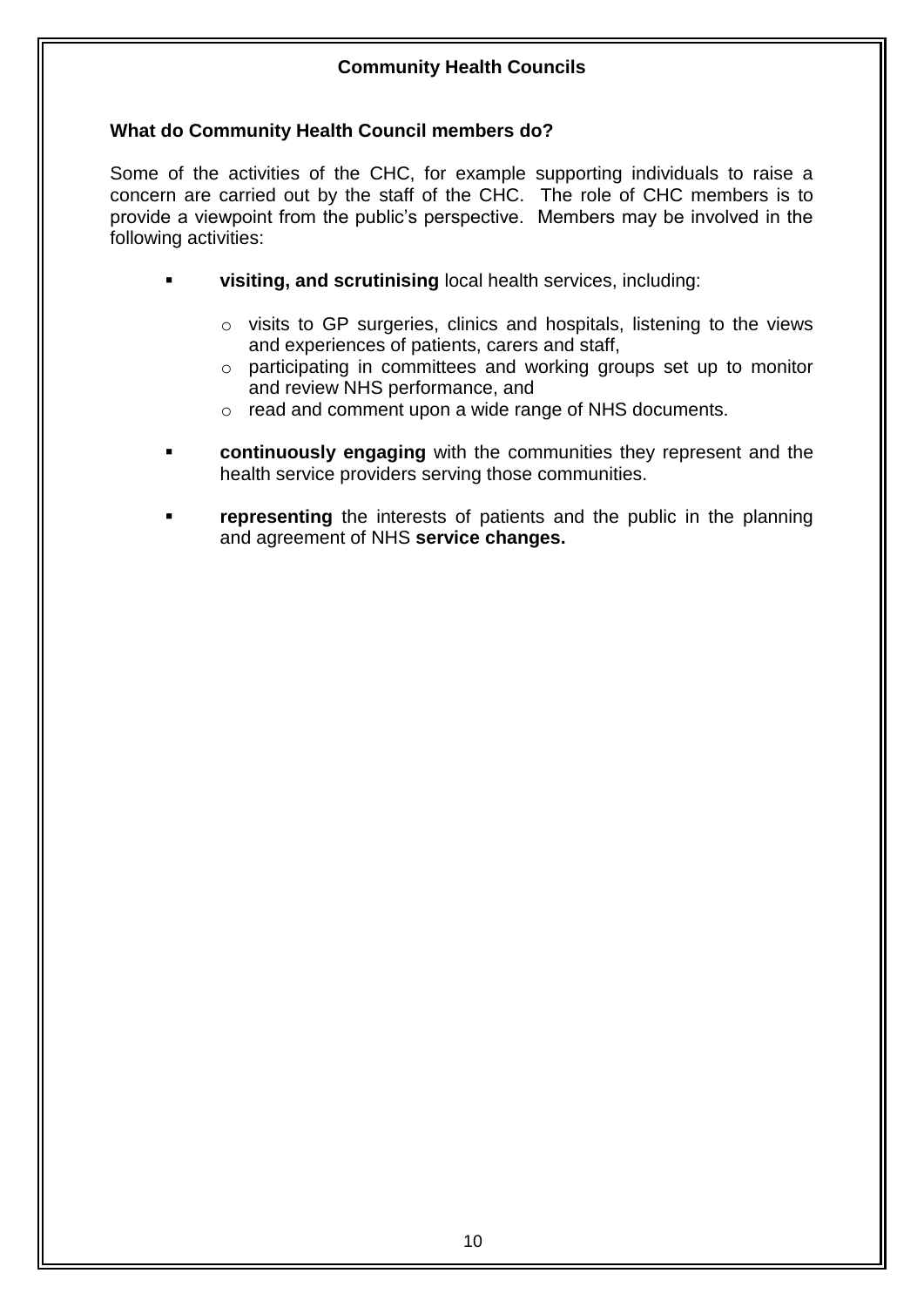## Community Health Councils

### What do Community Health Council members do?

Some of the activities of the CHC, for example supporting individuals to raise a concern are carried out by the staff of the CHC. The role of CHC members is to provide a viewpoint from the public's perspective. Members may be involved in the following activities:

- **visiting, and scrutinising** local health services, including:
  - visits to GP surgeries, clinics and hospitals, listening to the views and experiences of patients, carers and staff,
  - participating in committees and working groups set up to monitor and review NHS performance, and
  - read and comment upon a wide range of NHS documents.
- **continuously engaging** with the communities they represent and the health service providers serving those communities.
- **representing** the interests of patients and the public in the planning and agreement of NHS **service changes.**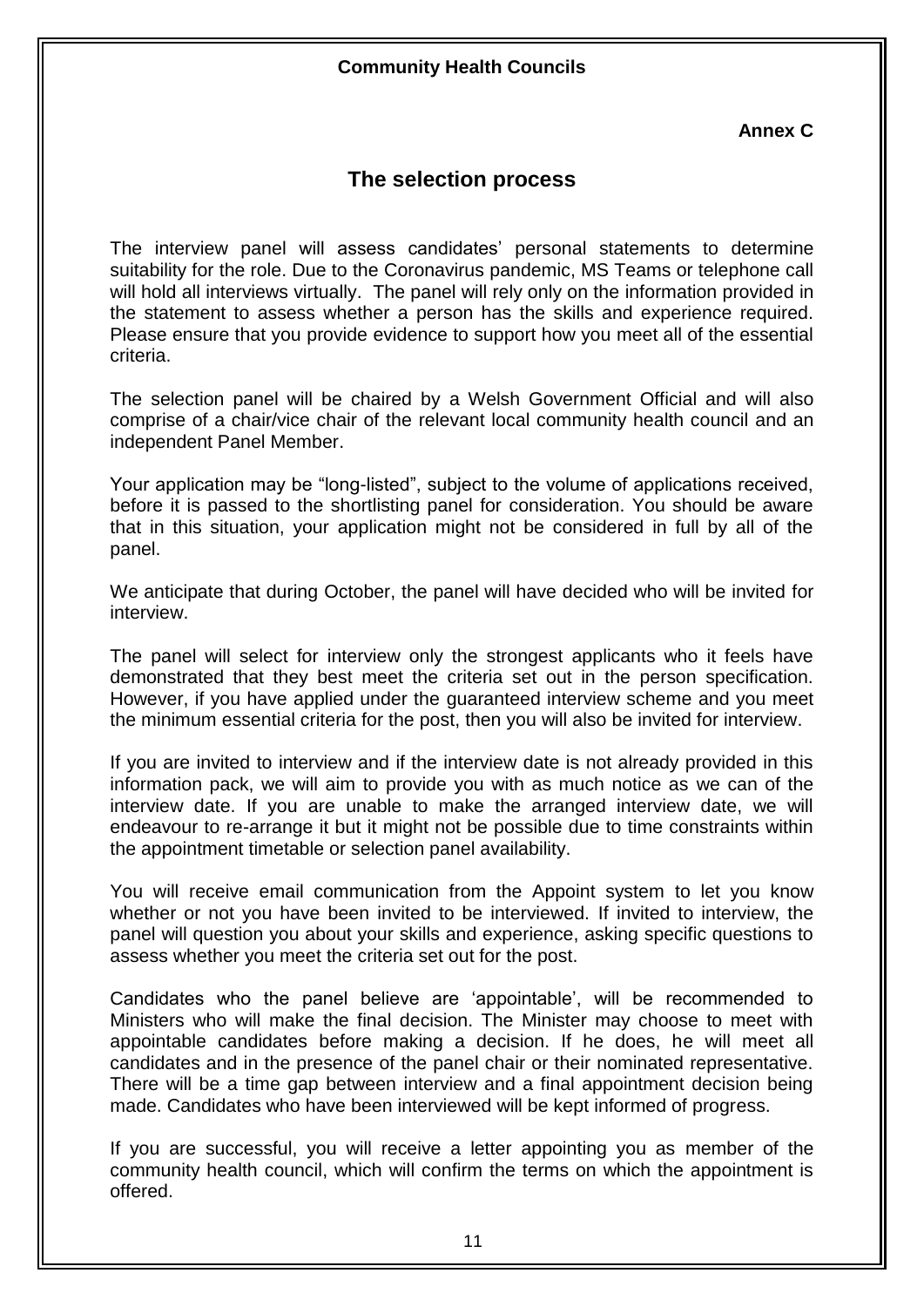**Community Health Councils**

**Annex C**

## The selection process

The interview panel will assess candidates' personal statements to determine suitability for the role. Due to the Coronavirus pandemic, MS Teams or telephone call will hold all interviews virtually. The panel will rely only on the information provided in the statement to assess whether a person has the skills and experience required. Please ensure that you provide evidence to support how you meet all of the essential criteria.

The selection panel will be chaired by a Welsh Government Official and will also comprise of a chair/vice chair of the relevant local community health council and an independent Panel Member.

Your application may be "long-listed", subject to the volume of applications received, before it is passed to the shortlisting panel for consideration. You should be aware that in this situation, your application might not be considered in full by all of the panel.

We anticipate that during October, the panel will have decided who will be invited for interview.

The panel will select for interview only the strongest applicants who it feels have demonstrated that they best meet the criteria set out in the person specification. However, if you have applied under the guaranteed interview scheme and you meet the minimum essential criteria for the post, then you will also be invited for interview.

If you are invited to interview and if the interview date is not already provided in this information pack, we will aim to provide you with as much notice as we can of the interview date. If you are unable to make the arranged interview date, we will endeavour to re-arrange it but it might not be possible due to time constraints within the appointment timetable or selection panel availability.

You will receive email communication from the Appoint system to let you know whether or not you have been invited to be interviewed. If invited to interview, the panel will question you about your skills and experience, asking specific questions to assess whether you meet the criteria set out for the post.

Candidates who the panel believe are 'appointable', will be recommended to Ministers who will make the final decision. The Minister may choose to meet with appointable candidates before making a decision. If he does, he will meet all candidates and in the presence of the panel chair or their nominated representative. There will be a time gap between interview and a final appointment decision being made. Candidates who have been interviewed will be kept informed of progress.

If you are successful, you will receive a letter appointing you as member of the community health council, which will confirm the terms on which the appointment is offered.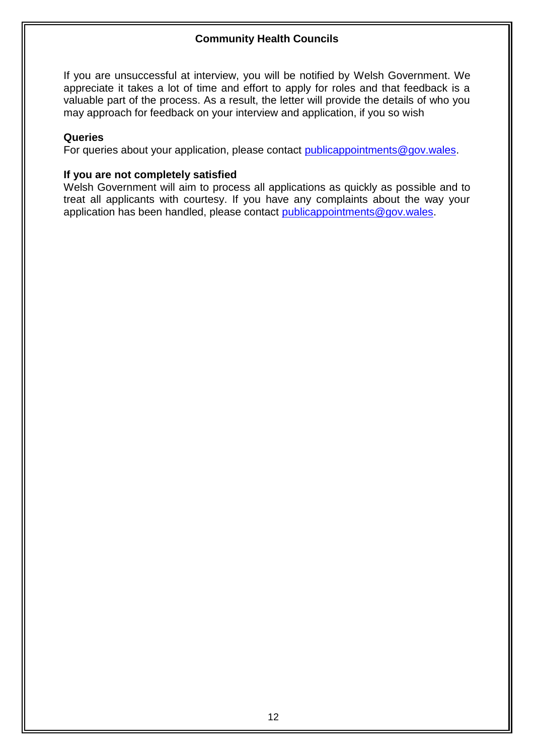**Community Health Councils**

If you are unsuccessful at interview, you will be notified by Welsh Government. We appreciate it takes a lot of time and effort to apply for roles and that feedback is a valuable part of the process. As a result, the letter will provide the details of who you may approach for feedback on your interview and application, if you so wish

**Queries**

For queries about your application, please contact publicappointments@gov.wales.

**If you are not completely satisfied**

Welsh Government will aim to process all applications as quickly as possible and to treat all applicants with courtesy. If you have any complaints about the way your application has been handled, please contact publicappointments@gov.wales.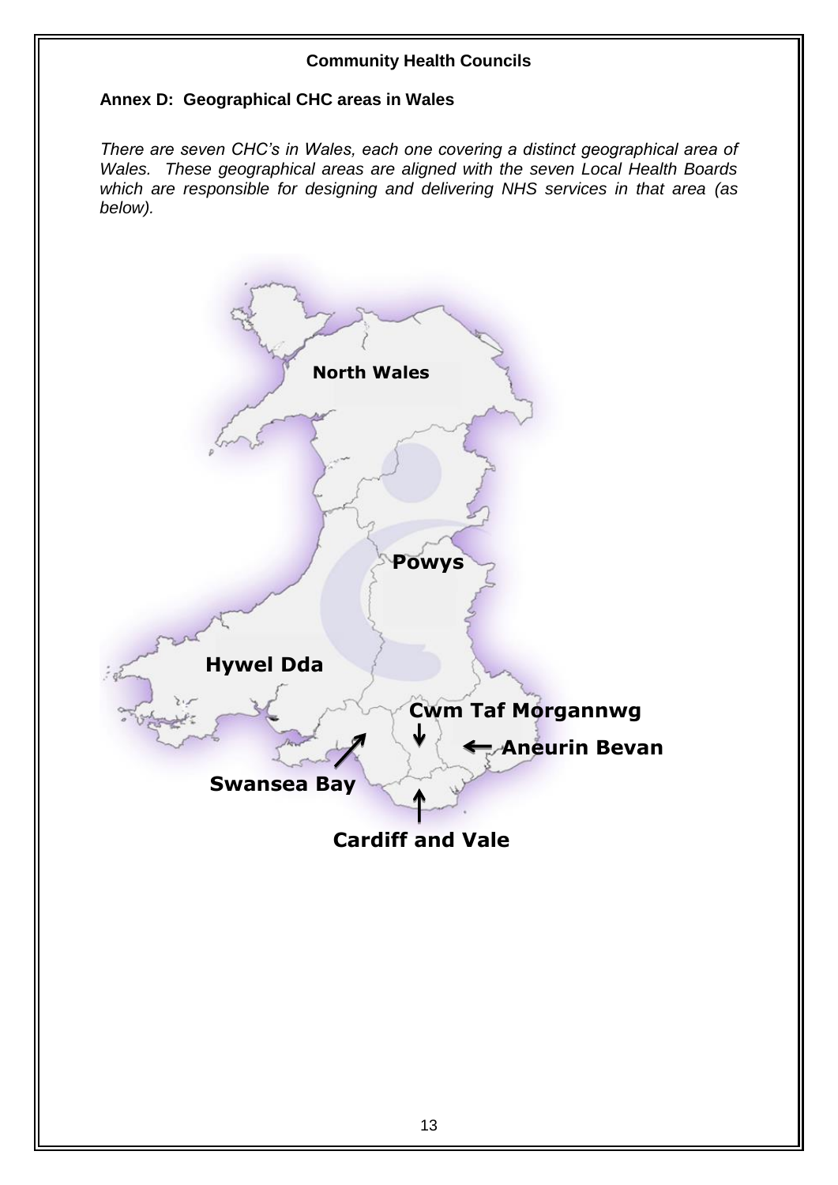**Community Health Councils**

**Annex D: Geographical CHC areas in Wales**

*There are seven CHC's in Wales, each one covering a distinct geographical area of Wales. These geographical areas are aligned with the seven Local Health Boards which are responsible for designing and delivering NHS services in that area (as below).*

North Wales

Powys

Hywel Dda

Cwm Taf Morgannwg

Aneurin Bevan

Swansea Bay

Cardiff and Vale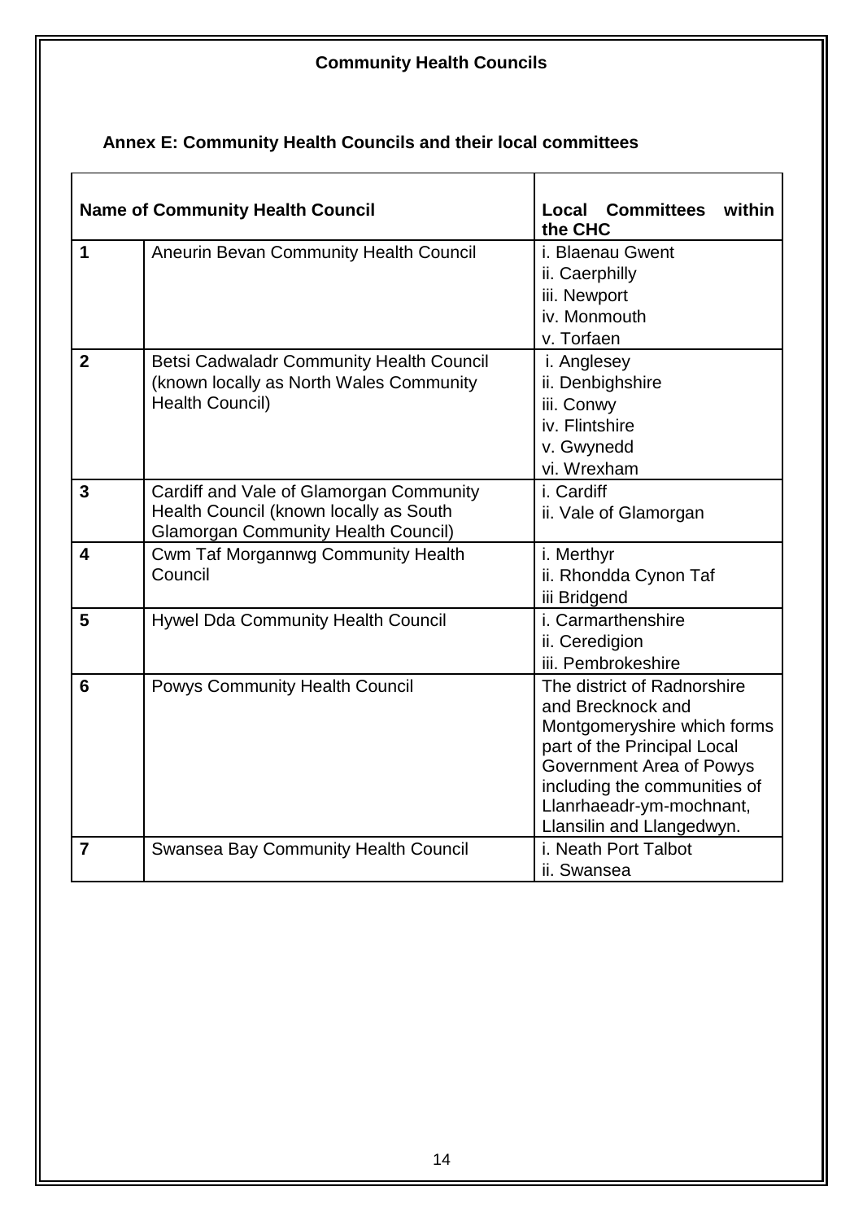## Community Health Councils

### Annex E: Community Health Councils and their local committees

| Name of Community Health Council | | Local Committees within the CHC |
|---|---|---|
| 1 | Aneurin Bevan Community Health Council | i. Blaenau Gwent<br>ii. Caerphilly<br>iii. Newport<br>iv. Monmouth<br>v. Torfaen |
| 2 | Betsi Cadwaladr Community Health Council (known locally as North Wales Community Health Council) | i. Anglesey<br>ii. Denbighshire<br>iii. Conwy<br>iv. Flintshire<br>v. Gwynedd<br>vi. Wrexham |
| 3 | Cardiff and Vale of Glamorgan Community Health Council (known locally as South Glamorgan Community Health Council) | i. Cardiff<br>ii. Vale of Glamorgan |
| 4 | Cwm Taf Morgannwg Community Health Council | i. Merthyr<br>ii. Rhondda Cynon Taf<br>iii Bridgend |
| 5 | Hywel Dda Community Health Council | i. Carmarthenshire<br>ii. Ceredigion<br>iii. Pembrokeshire |
| 6 | Powys Community Health Council | The district of Radnorshire and Brecknock and Montgomeryshire which forms part of the Principal Local Government Area of Powys including the communities of Llanrhaeadr-ym-mochnant, Llansilin and Llangedwyn. |
| 7 | Swansea Bay Community Health Council | i. Neath Port Talbot<br>ii. Swansea |